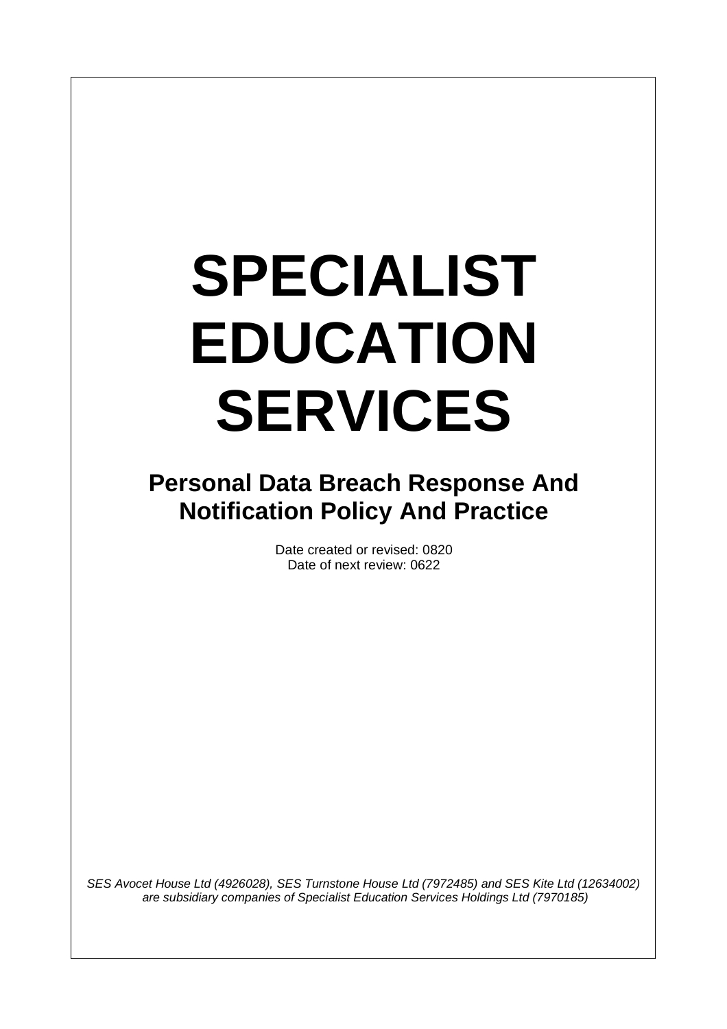# SPECIALIST EDUCATION SERVICES

## Personal Data Breach Response And Notification Policy And Practice

Date created or revised: 0820
Date of next review: 0622

*SES Avocet House Ltd (4926028), SES Turnstone House Ltd (7972485) and SES Kite Ltd (12634002) are subsidiary companies of Specialist Education Services Holdings Ltd (7970185)*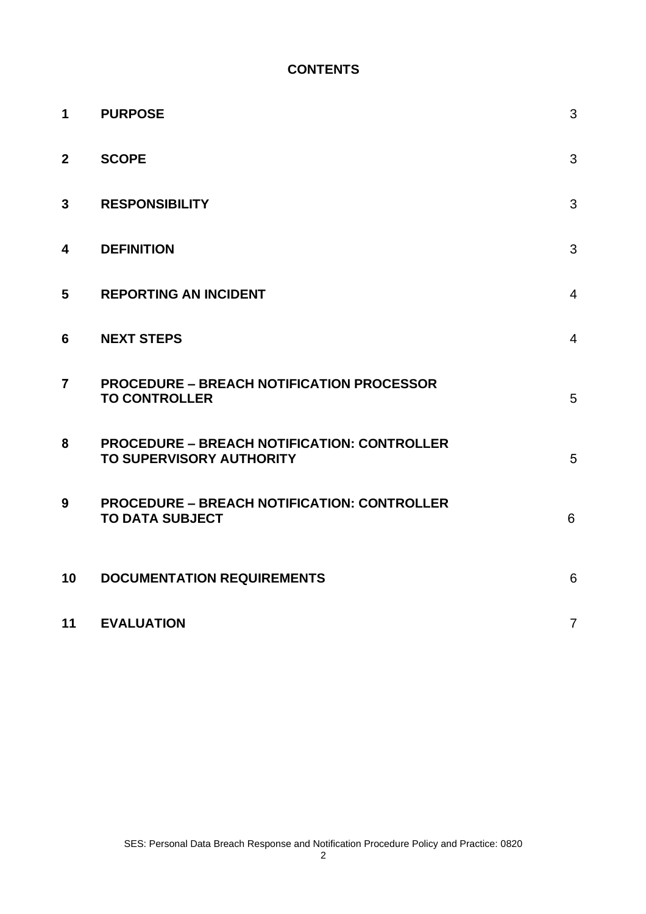**CONTENTS**

| | | |
|---|---|---|
| **1** | **PURPOSE** | 3 |
| **2** | **SCOPE** | 3 |
| **3** | **RESPONSIBILITY** | 3 |
| **4** | **DEFINITION** | 3 |
| **5** | **REPORTING AN INCIDENT** | 4 |
| **6** | **NEXT STEPS** | 4 |
| **7** | **PROCEDURE – BREACH NOTIFICATION PROCESSOR TO CONTROLLER** | 5 |
| **8** | **PROCEDURE – BREACH NOTIFICATION: CONTROLLER TO SUPERVISORY AUTHORITY** | 5 |
| **9** | **PROCEDURE – BREACH NOTIFICATION: CONTROLLER TO DATA SUBJECT** | 6 |
| **10** | **DOCUMENTATION REQUIREMENTS** | 6 |
| **11** | **EVALUATION** | 7 |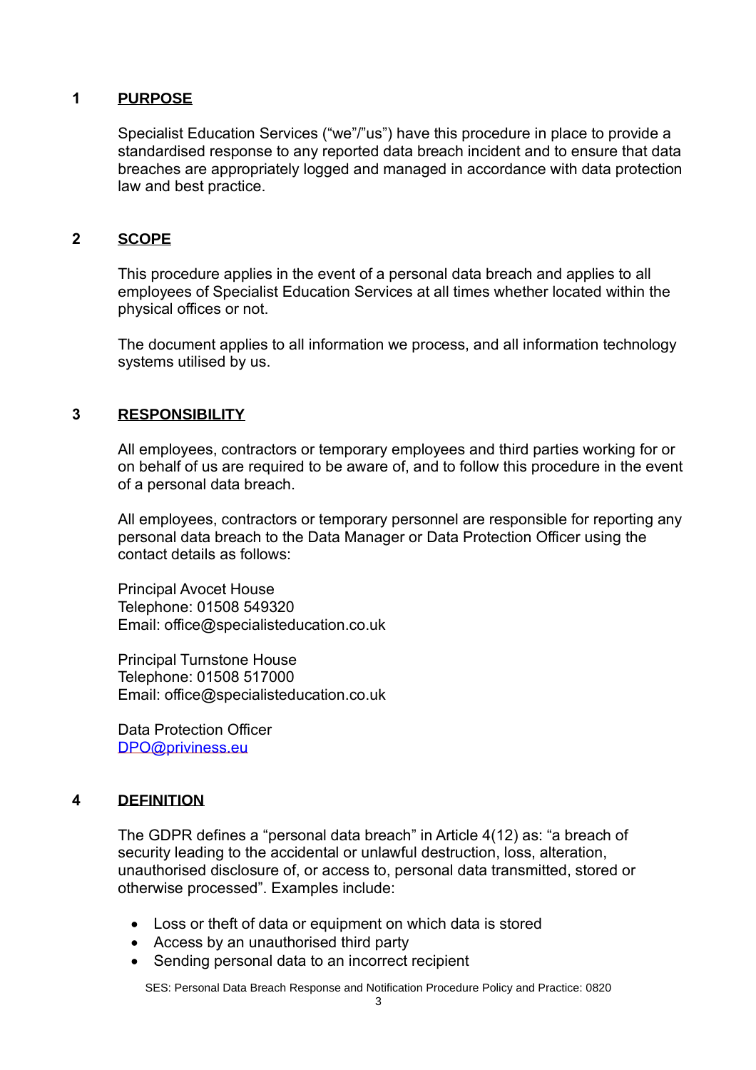## 1 PURPOSE

Specialist Education Services ("we"/"us") have this procedure in place to provide a standardised response to any reported data breach incident and to ensure that data breaches are appropriately logged and managed in accordance with data protection law and best practice.

## 2 SCOPE

This procedure applies in the event of a personal data breach and applies to all employees of Specialist Education Services at all times whether located within the physical offices or not.

The document applies to all information we process, and all information technology systems utilised by us.

## 3 RESPONSIBILITY

All employees, contractors or temporary employees and third parties working for or on behalf of us are required to be aware of, and to follow this procedure in the event of a personal data breach.

All employees, contractors or temporary personnel are responsible for reporting any personal data breach to the Data Manager or Data Protection Officer using the contact details as follows:

Principal Avocet House
Telephone: 01508 549320
Email: office@specialisteducation.co.uk

Principal Turnstone House
Telephone: 01508 517000
Email: office@specialisteducation.co.uk

Data Protection Officer
DPO@priviness.eu

## 4 DEFINITION

The GDPR defines a "personal data breach" in Article 4(12) as: "a breach of security leading to the accidental or unlawful destruction, loss, alteration, unauthorised disclosure of, or access to, personal data transmitted, stored or otherwise processed". Examples include:

- Loss or theft of data or equipment on which data is stored
- Access by an unauthorised third party
- Sending personal data to an incorrect recipient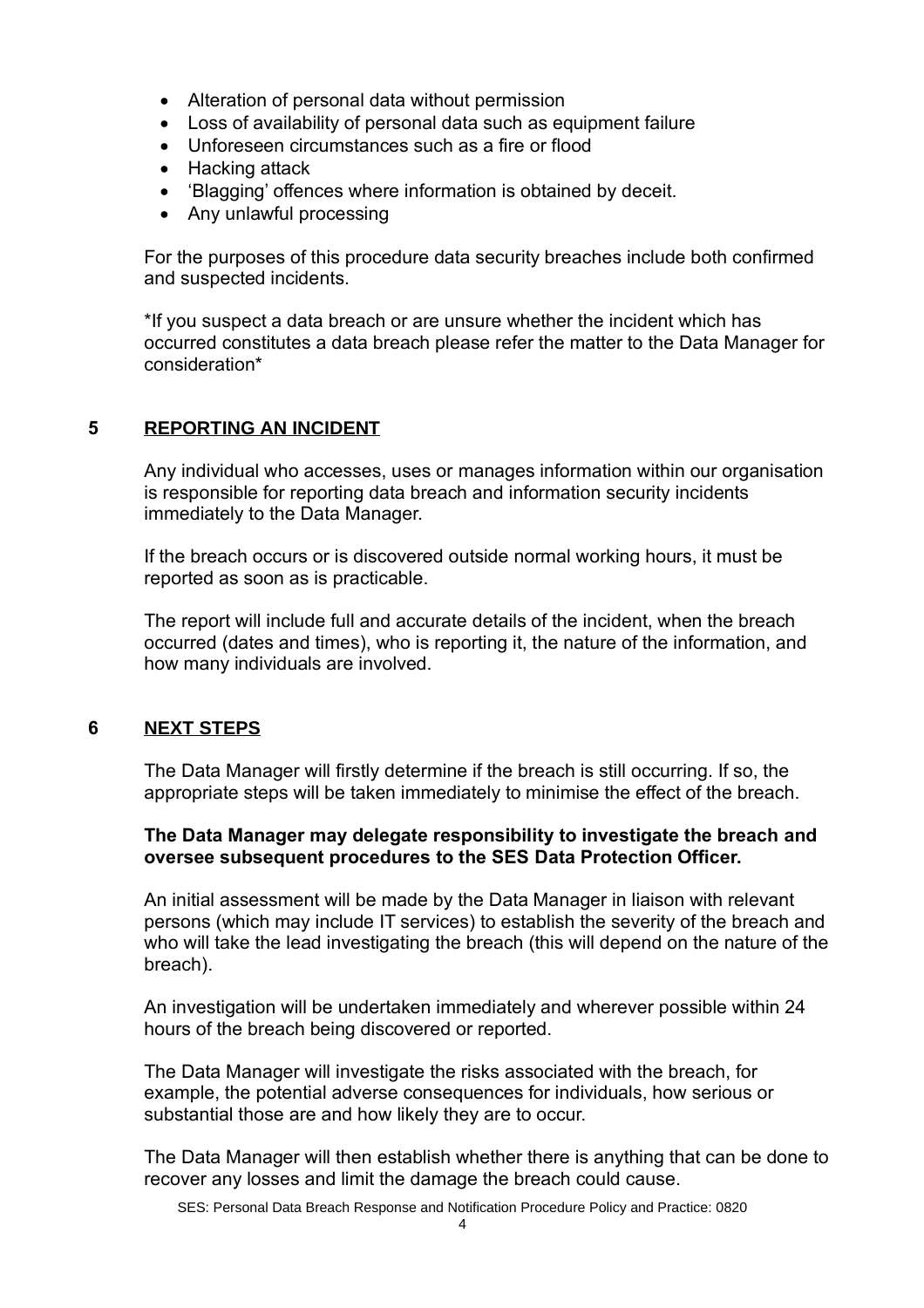- Alteration of personal data without permission
- Loss of availability of personal data such as equipment failure
- Unforeseen circumstances such as a fire or flood
- Hacking attack
- 'Blagging' offences where information is obtained by deceit.
- Any unlawful processing

For the purposes of this procedure data security breaches include both confirmed and suspected incidents.

*If you suspect a data breach or are unsure whether the incident which has occurred constitutes a data breach please refer the matter to the Data Manager for consideration*

## 5 REPORTING AN INCIDENT

Any individual who accesses, uses or manages information within our organisation is responsible for reporting data breach and information security incidents immediately to the Data Manager.

If the breach occurs or is discovered outside normal working hours, it must be reported as soon as is practicable.

The report will include full and accurate details of the incident, when the breach occurred (dates and times), who is reporting it, the nature of the information, and how many individuals are involved.

## 6 NEXT STEPS

The Data Manager will firstly determine if the breach is still occurring. If so, the appropriate steps will be taken immediately to minimise the effect of the breach.

**The Data Manager may delegate responsibility to investigate the breach and oversee subsequent procedures to the SES Data Protection Officer.**

An initial assessment will be made by the Data Manager in liaison with relevant persons (which may include IT services) to establish the severity of the breach and who will take the lead investigating the breach (this will depend on the nature of the breach).

An investigation will be undertaken immediately and wherever possible within 24 hours of the breach being discovered or reported.

The Data Manager will investigate the risks associated with the breach, for example, the potential adverse consequences for individuals, how serious or substantial those are and how likely they are to occur.

The Data Manager will then establish whether there is anything that can be done to recover any losses and limit the damage the breach could cause.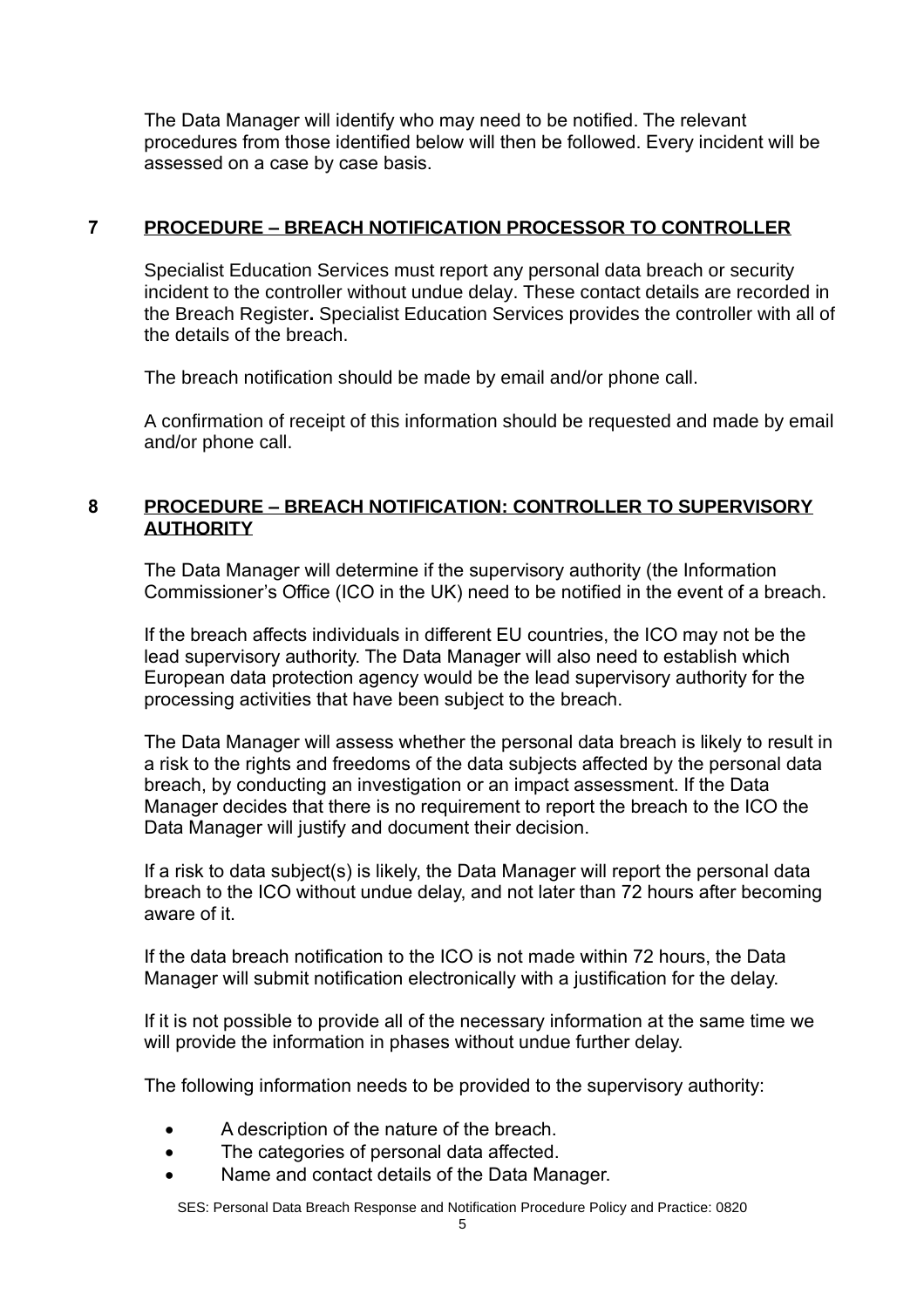The Data Manager will identify who may need to be notified. The relevant procedures from those identified below will then be followed. Every incident will be assessed on a case by case basis.

## 7 PROCEDURE – BREACH NOTIFICATION PROCESSOR TO CONTROLLER

Specialist Education Services must report any personal data breach or security incident to the controller without undue delay. These contact details are recorded in the Breach Register**.** Specialist Education Services provides the controller with all of the details of the breach.

The breach notification should be made by email and/or phone call.

A confirmation of receipt of this information should be requested and made by email and/or phone call.

## 8 PROCEDURE – BREACH NOTIFICATION: CONTROLLER TO SUPERVISORY AUTHORITY

The Data Manager will determine if the supervisory authority (the Information Commissioner's Office (ICO in the UK) need to be notified in the event of a breach.

If the breach affects individuals in different EU countries, the ICO may not be the lead supervisory authority. The Data Manager will also need to establish which European data protection agency would be the lead supervisory authority for the processing activities that have been subject to the breach.

The Data Manager will assess whether the personal data breach is likely to result in a risk to the rights and freedoms of the data subjects affected by the personal data breach, by conducting an investigation or an impact assessment. If the Data Manager decides that there is no requirement to report the breach to the ICO the Data Manager will justify and document their decision.

If a risk to data subject(s) is likely, the Data Manager will report the personal data breach to the ICO without undue delay, and not later than 72 hours after becoming aware of it.

If the data breach notification to the ICO is not made within 72 hours, the Data Manager will submit notification electronically with a justification for the delay.

If it is not possible to provide all of the necessary information at the same time we will provide the information in phases without undue further delay.

The following information needs to be provided to the supervisory authority:

- A description of the nature of the breach.
- The categories of personal data affected.
- Name and contact details of the Data Manager.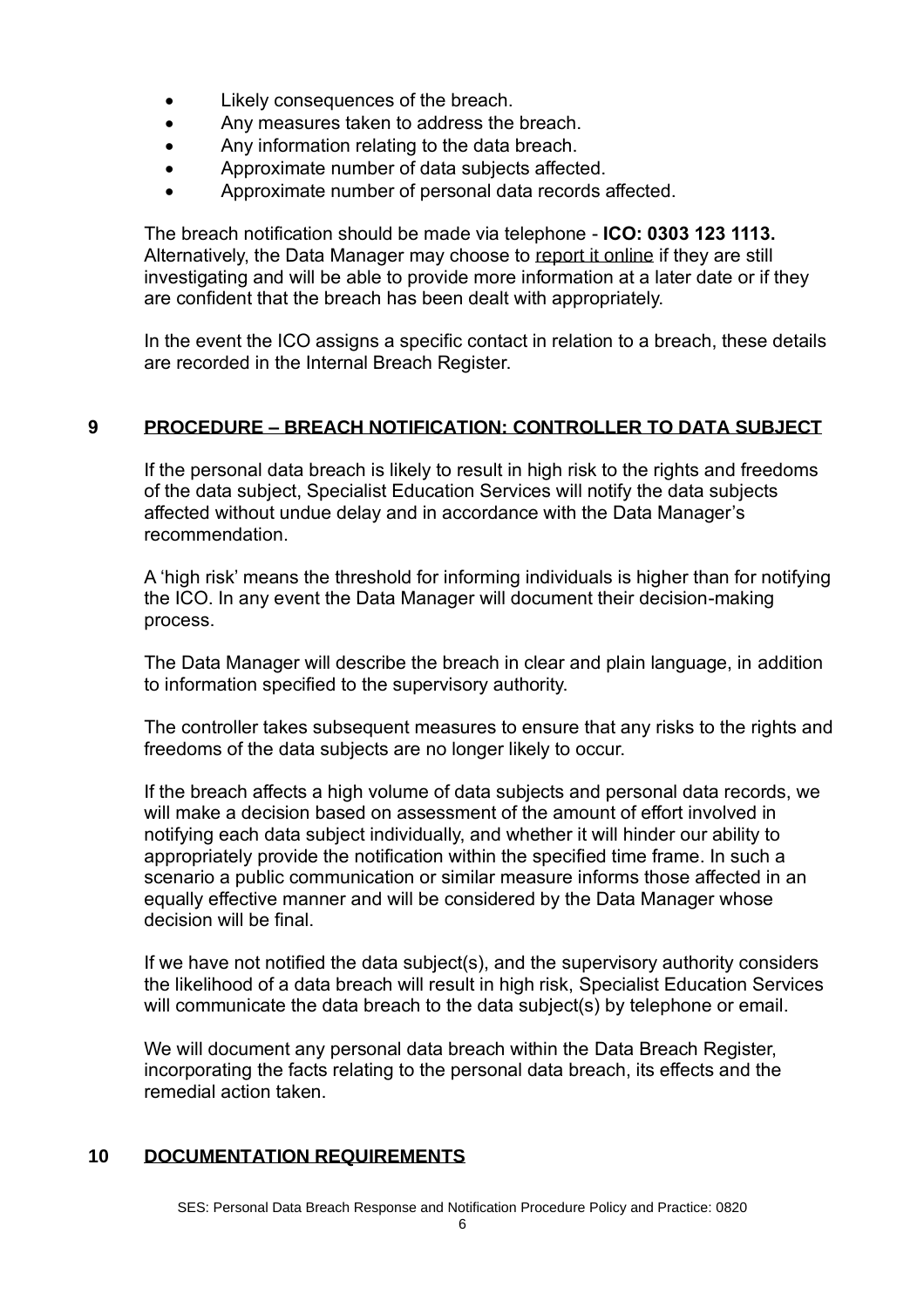- Likely consequences of the breach.
- Any measures taken to address the breach.
- Any information relating to the data breach.
- Approximate number of data subjects affected.
- Approximate number of personal data records affected.

The breach notification should be made via telephone - **ICO: 0303 123 1113.** Alternatively, the Data Manager may choose to report it online if they are still investigating and will be able to provide more information at a later date or if they are confident that the breach has been dealt with appropriately.

In the event the ICO assigns a specific contact in relation to a breach, these details are recorded in the Internal Breach Register.

## 9 PROCEDURE – BREACH NOTIFICATION: CONTROLLER TO DATA SUBJECT

If the personal data breach is likely to result in high risk to the rights and freedoms of the data subject, Specialist Education Services will notify the data subjects affected without undue delay and in accordance with the Data Manager's recommendation.

A 'high risk' means the threshold for informing individuals is higher than for notifying the ICO. In any event the Data Manager will document their decision-making process.

The Data Manager will describe the breach in clear and plain language, in addition to information specified to the supervisory authority.

The controller takes subsequent measures to ensure that any risks to the rights and freedoms of the data subjects are no longer likely to occur.

If the breach affects a high volume of data subjects and personal data records, we will make a decision based on assessment of the amount of effort involved in notifying each data subject individually, and whether it will hinder our ability to appropriately provide the notification within the specified time frame. In such a scenario a public communication or similar measure informs those affected in an equally effective manner and will be considered by the Data Manager whose decision will be final.

If we have not notified the data subject(s), and the supervisory authority considers the likelihood of a data breach will result in high risk, Specialist Education Services will communicate the data breach to the data subject(s) by telephone or email.

We will document any personal data breach within the Data Breach Register, incorporating the facts relating to the personal data breach, its effects and the remedial action taken.

## 10 DOCUMENTATION REQUIREMENTS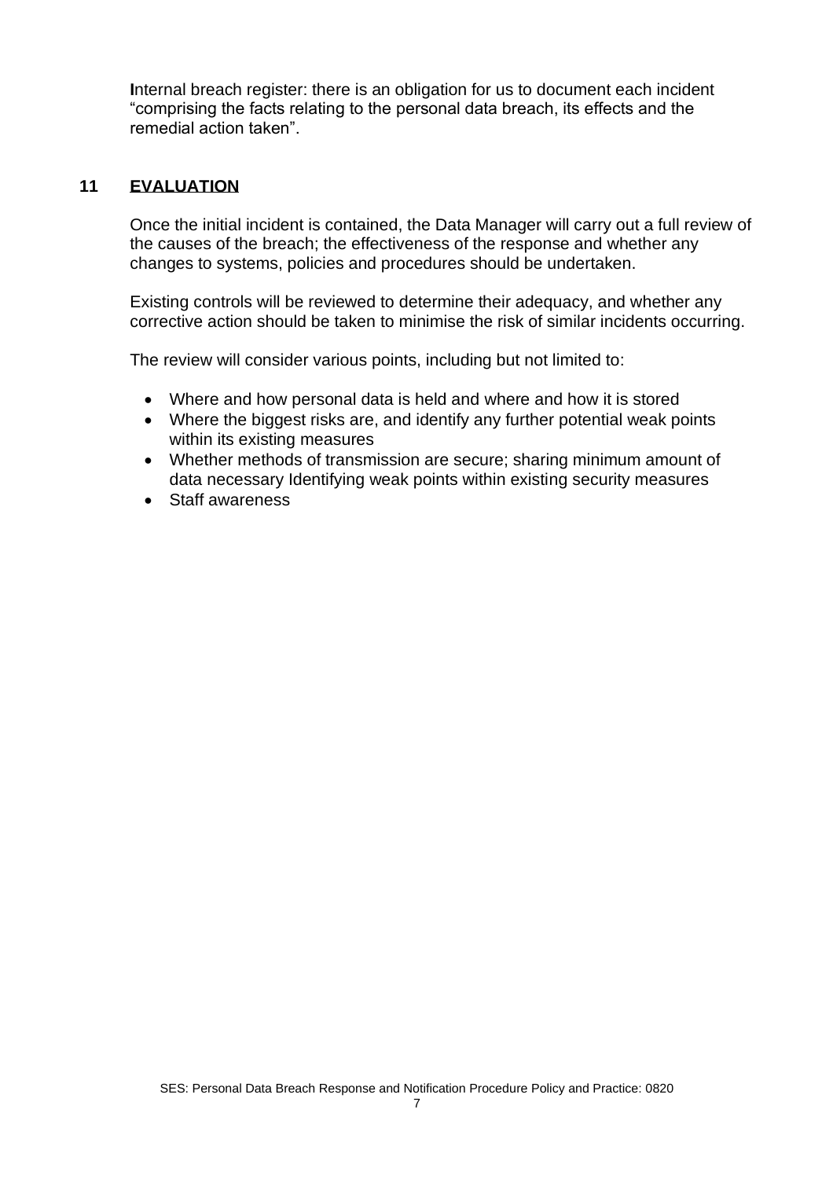Internal breach register: there is an obligation for us to document each incident "comprising the facts relating to the personal data breach, its effects and the remedial action taken".

## 11 EVALUATION

Once the initial incident is contained, the Data Manager will carry out a full review of the causes of the breach; the effectiveness of the response and whether any changes to systems, policies and procedures should be undertaken.

Existing controls will be reviewed to determine their adequacy, and whether any corrective action should be taken to minimise the risk of similar incidents occurring.

The review will consider various points, including but not limited to:

- Where and how personal data is held and where and how it is stored
- Where the biggest risks are, and identify any further potential weak points within its existing measures
- Whether methods of transmission are secure; sharing minimum amount of data necessary Identifying weak points within existing security measures
- Staff awareness